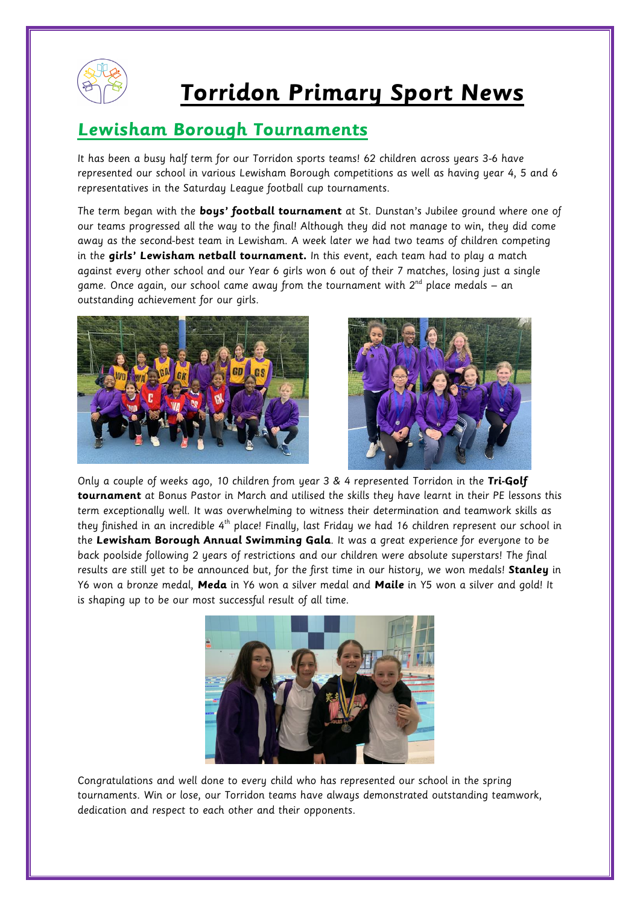# Torridon Primary Sport News

## Lewisham Borough Tournaments

It has been a busy half term for our Torridon sports teams! 62 children across years 3-6 have represented our school in various Lewisham Borough competitions as well as having year 4, 5 and 6 representatives in the Saturday League football cup tournaments.

The term began with the **boys' football tournament** at St. Dunstan's Jubilee ground where one of our teams progressed all the way to the final! Although they did not manage to win, they did come away as the second-best team in Lewisham. A week later we had two teams of children competing in the **girls' Lewisham netball tournament.** In this event, each team had to play a match against every other school and our Year 6 girls won 6 out of their 7 matches, losing just a single game. Once again, our school came away from the tournament with 2nd place medals – an outstanding achievement for our girls.

Only a couple of weeks ago, 10 children from year 3 & 4 represented Torridon in the **Tri-Golf tournament** at Bonus Pastor in March and utilised the skills they have learnt in their PE lessons this term exceptionally well. It was overwhelming to witness their determination and teamwork skills as they finished in an incredible 4th place! Finally, last Friday we had 16 children represent our school in the **Lewisham Borough Annual Swimming Gala**. It was a great experience for everyone to be back poolside following 2 years of restrictions and our children were absolute superstars! The final results are still yet to be announced but, for the first time in our history, we won medals! **Stanley** in Y6 won a bronze medal, **Meda** in Y6 won a silver medal and **Maile** in Y5 won a silver and gold! It is shaping up to be our most successful result of all time.

Congratulations and well done to every child who has represented our school in the spring tournaments. Win or lose, our Torridon teams have always demonstrated outstanding teamwork, dedication and respect to each other and their opponents.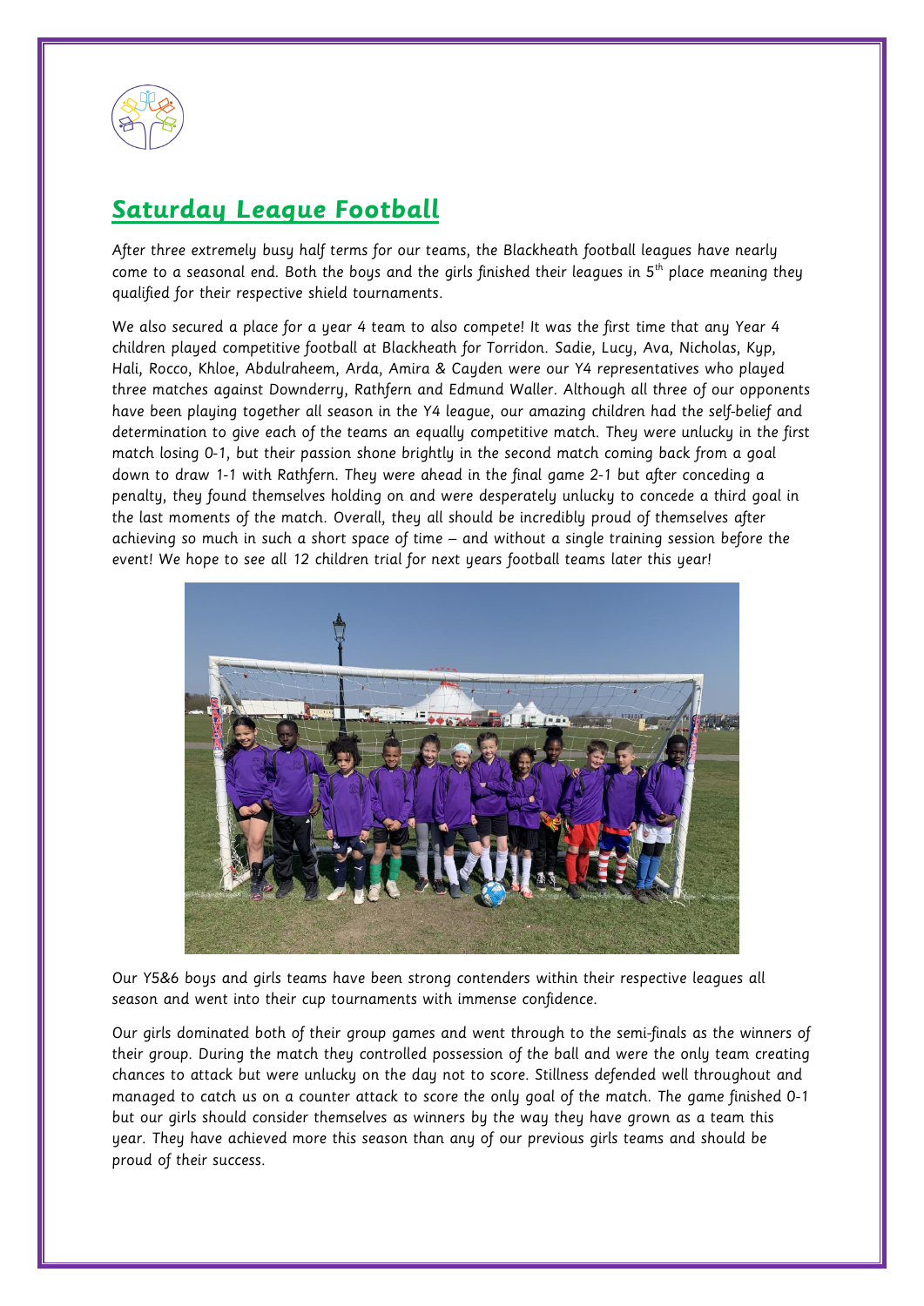## Saturday League Football

After three extremely busy half terms for our teams, the Blackheath football leagues have nearly come to a seasonal end. Both the boys and the girls finished their leagues in 5th place meaning they qualified for their respective shield tournaments.

We also secured a place for a year 4 team to also compete! It was the first time that any Year 4 children played competitive football at Blackheath for Torridon. Sadie, Lucy, Ava, Nicholas, Kyp, Hali, Rocco, Khloe, Abdulraheem, Arda, Amira & Cayden were our Y4 representatives who played three matches against Downderry, Rathfern and Edmund Waller. Although all three of our opponents have been playing together all season in the Y4 league, our amazing children had the self-belief and determination to give each of the teams an equally competitive match. They were unlucky in the first match losing 0-1, but their passion shone brightly in the second match coming back from a goal down to draw 1-1 with Rathfern. They were ahead in the final game 2-1 but after conceding a penalty, they found themselves holding on and were desperately unlucky to concede a third goal in the last moments of the match. Overall, they all should be incredibly proud of themselves after achieving so much in such a short space of time – and without a single training session before the event! We hope to see all 12 children trial for next years football teams later this year!

Our Y5&6 boys and girls teams have been strong contenders within their respective leagues all season and went into their cup tournaments with immense confidence.

Our girls dominated both of their group games and went through to the semi-finals as the winners of their group. During the match they controlled possession of the ball and were the only team creating chances to attack but were unlucky on the day not to score. Stillness defended well throughout and managed to catch us on a counter attack to score the only goal of the match. The game finished 0-1 but our girls should consider themselves as winners by the way they have grown as a team this year. They have achieved more this season than any of our previous girls teams and should be proud of their success.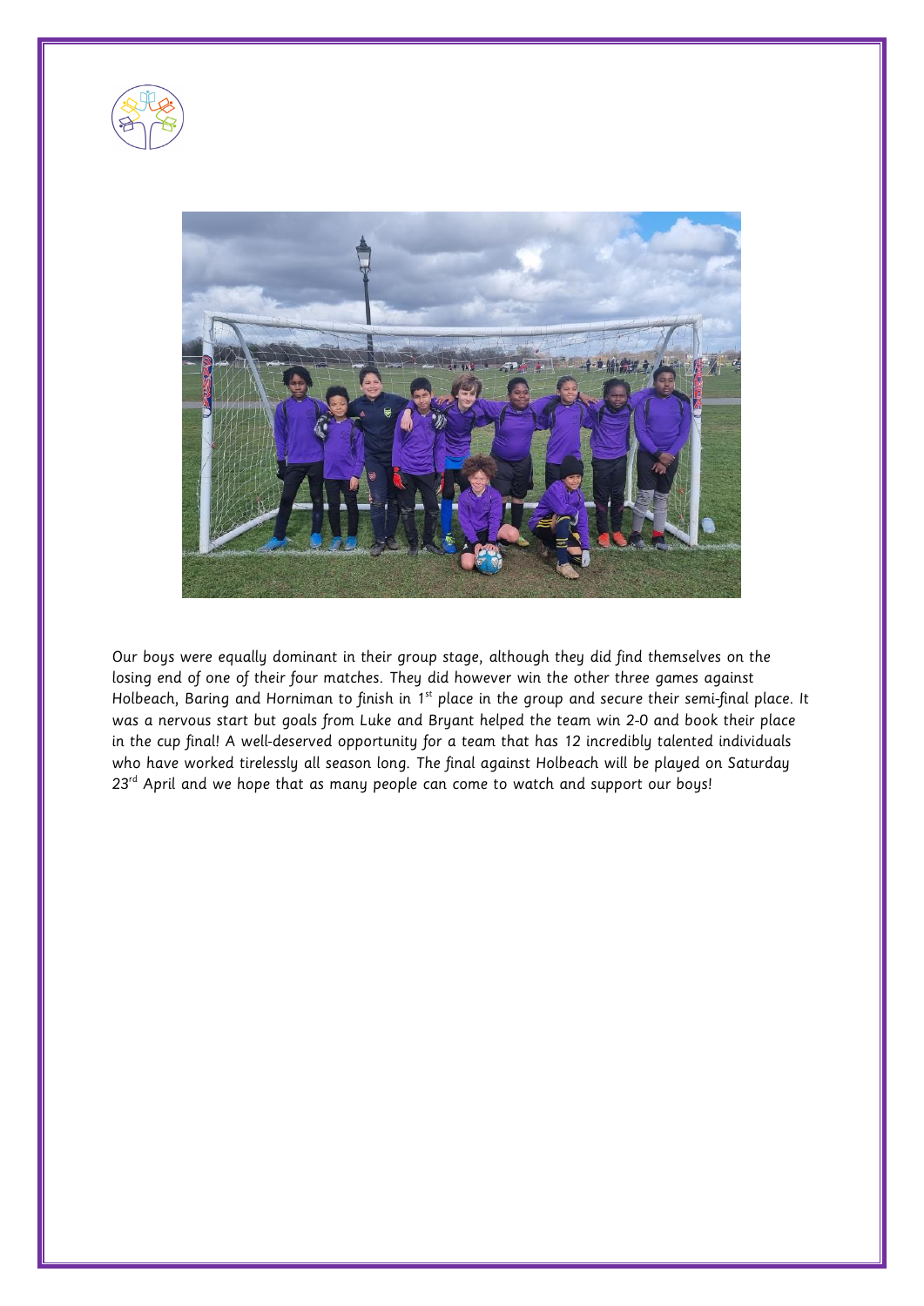Our boys were equally dominant in their group stage, although they did find themselves on the losing end of one of their four matches. They did however win the other three games against Holbeach, Baring and Horniman to finish in 1st place in the group and secure their semi-final place. It was a nervous start but goals from Luke and Bryant helped the team win 2-0 and book their place in the cup final! A well-deserved opportunity for a team that has 12 incredibly talented individuals who have worked tirelessly all season long. The final against Holbeach will be played on Saturday 23rd April and we hope that as many people can come to watch and support our boys!